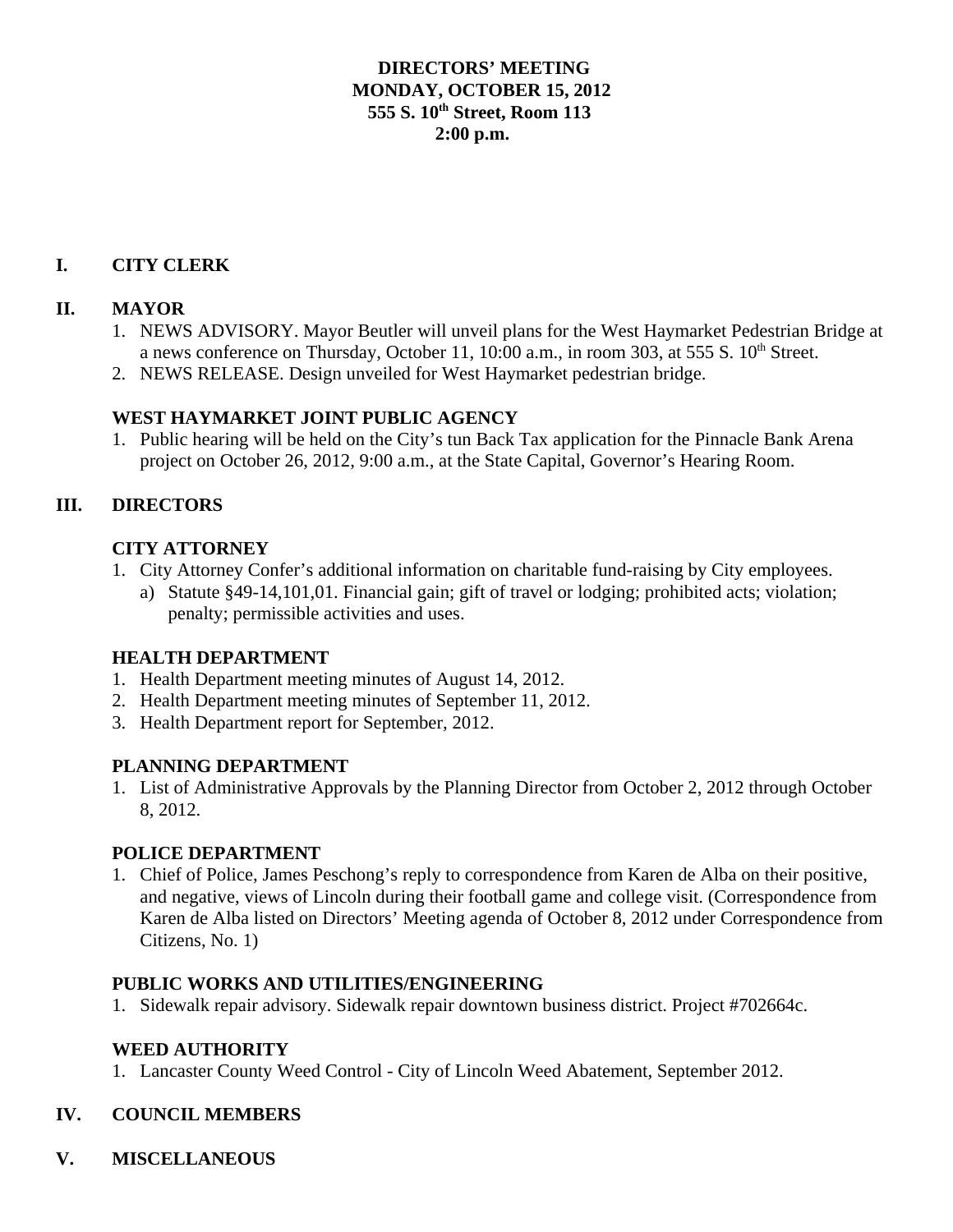**DIRECTORS' MEETING**
**MONDAY, OCTOBER 15, 2012**
**555 S. 10th Street, Room 113**
**2:00 p.m.**

## I. CITY CLERK

## II. MAYOR

1. NEWS ADVISORY. Mayor Beutler will unveil plans for the West Haymarket Pedestrian Bridge at a news conference on Thursday, October 11, 10:00 a.m., in room 303, at 555 S. 10th Street.
2. NEWS RELEASE. Design unveiled for West Haymarket pedestrian bridge.

### WEST HAYMARKET JOINT PUBLIC AGENCY

1. Public hearing will be held on the City's tun Back Tax application for the Pinnacle Bank Arena project on October 26, 2012, 9:00 a.m., at the State Capital, Governor's Hearing Room.

## III. DIRECTORS

### CITY ATTORNEY

1. City Attorney Confer's additional information on charitable fund-raising by City employees.
   a) Statute §49-14,101,01. Financial gain; gift of travel or lodging; prohibited acts; violation; penalty; permissible activities and uses.

### HEALTH DEPARTMENT

1. Health Department meeting minutes of August 14, 2012.
2. Health Department meeting minutes of September 11, 2012.
3. Health Department report for September, 2012.

### PLANNING DEPARTMENT

1. List of Administrative Approvals by the Planning Director from October 2, 2012 through October 8, 2012.

### POLICE DEPARTMENT

1. Chief of Police, James Peschong's reply to correspondence from Karen de Alba on their positive, and negative, views of Lincoln during their football game and college visit. (Correspondence from Karen de Alba listed on Directors' Meeting agenda of October 8, 2012 under Correspondence from Citizens, No. 1)

### PUBLIC WORKS AND UTILITIES/ENGINEERING

1. Sidewalk repair advisory. Sidewalk repair downtown business district. Project #702664c.

### WEED AUTHORITY

1. Lancaster County Weed Control - City of Lincoln Weed Abatement, September 2012.

## IV. COUNCIL MEMBERS

## V. MISCELLANEOUS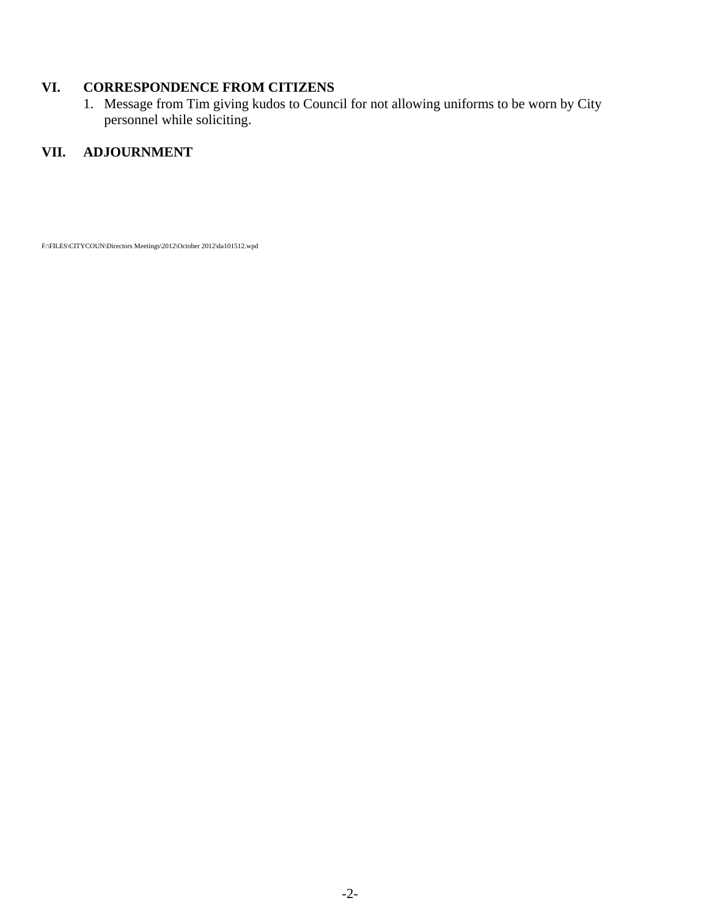## VI. CORRESPONDENCE FROM CITIZENS

1. Message from Tim giving kudos to Council for not allowing uniforms to be worn by City personnel while soliciting.

## VII. ADJOURNMENT

F:\FILES\CITYCOUN\Directors Meetings\2012\October 2012\da101512.wpd